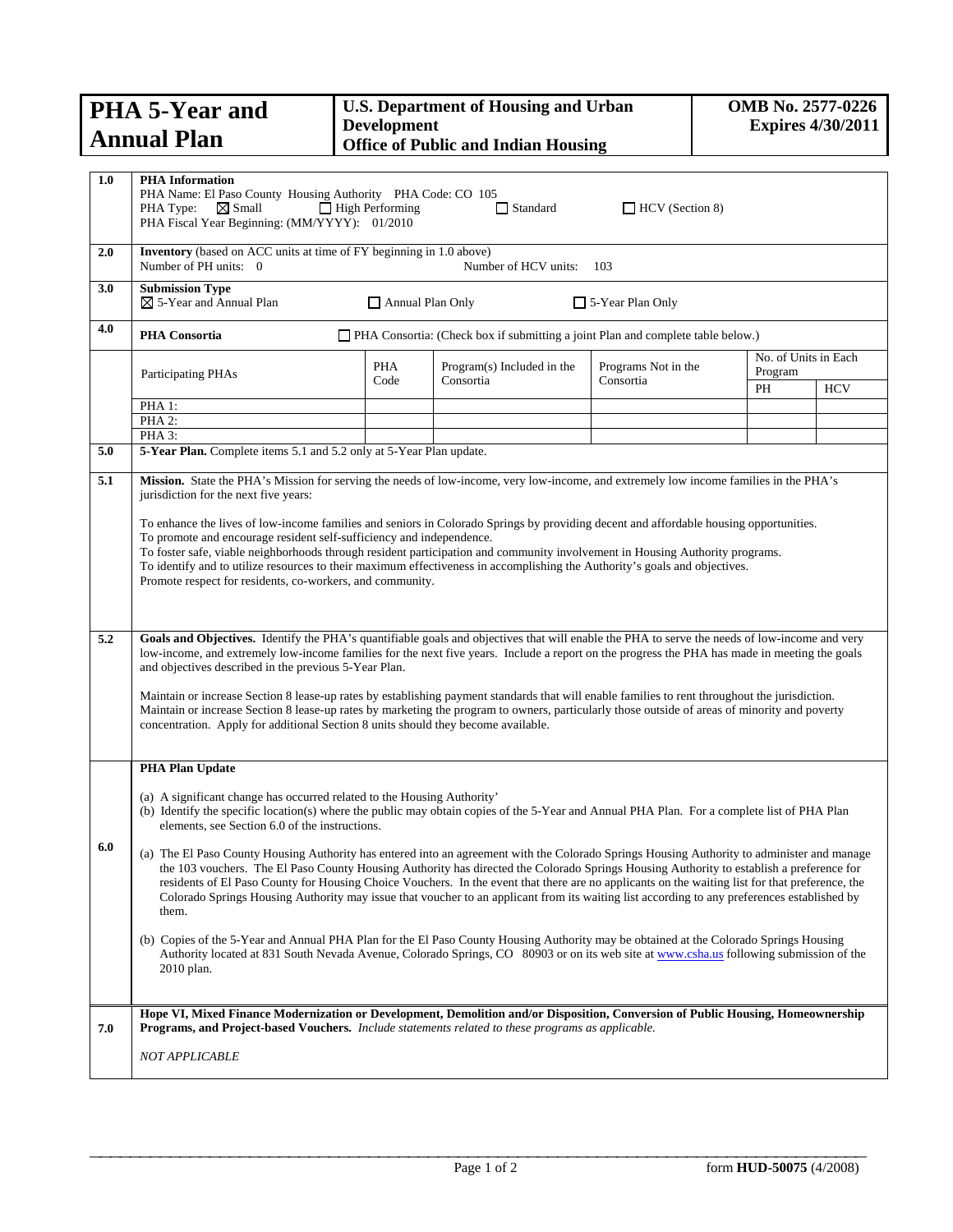# PHA 5-Year and Annual Plan

**U.S. Department of Housing and Urban Development**
**Office of Public and Indian Housing**

**OMB No. 2577-0226**
**Expires 4/30/2011**

**1.0 PHA Information**

PHA Name: El Paso County Housing Authority PHA Code: CO 105

PHA Type: ☒ Small ☐ High Performing ☐ Standard ☐ HCV (Section 8)

PHA Fiscal Year Beginning: (MM/YYYY): 01/2010

**2.0 Inventory** (based on ACC units at time of FY beginning in 1.0 above)

Number of PH units: 0 Number of HCV units: 103

**3.0 Submission Type**

☒ 5-Year and Annual Plan ☐ Annual Plan Only ☐ 5-Year Plan Only

**4.0 PHA Consortia** ☐ PHA Consortia: (Check box if submitting a joint Plan and complete table below.)

| Participating PHAs | PHA Code | Program(s) Included in the Consortia | Programs Not in the Consortia | No. of Units in Each Program | |
|---|---|---|---|---|---|
| | | | | PH | HCV |
| PHA 1: | | | | | |
| PHA 2: | | | | | |
| PHA 3: | | | | | |

**5.0 5-Year Plan.** Complete items 5.1 and 5.2 only at 5-Year Plan update.

**5.1 Mission.** State the PHA's Mission for serving the needs of low-income, very low-income, and extremely low income families in the PHA's jurisdiction for the next five years:

To enhance the lives of low-income families and seniors in Colorado Springs by providing decent and affordable housing opportunities.
To promote and encourage resident self-sufficiency and independence.
To foster safe, viable neighborhoods through resident participation and community involvement in Housing Authority programs.
To identify and to utilize resources to their maximum effectiveness in accomplishing the Authority's goals and objectives.
Promote respect for residents, co-workers, and community.

**5.2 Goals and Objectives.** Identify the PHA's quantifiable goals and objectives that will enable the PHA to serve the needs of low-income and very low-income, and extremely low-income families for the next five years. Include a report on the progress the PHA has made in meeting the goals and objectives described in the previous 5-Year Plan.

Maintain or increase Section 8 lease-up rates by establishing payment standards that will enable families to rent throughout the jurisdiction.
Maintain or increase Section 8 lease-up rates by marketing the program to owners, particularly those outside of areas of minority and poverty concentration. Apply for additional Section 8 units should they become available.

**6.0 PHA Plan Update**

(a) A significant change has occurred related to the Housing Authority'
(b) Identify the specific location(s) where the public may obtain copies of the 5-Year and Annual PHA Plan. For a complete list of PHA Plan elements, see Section 6.0 of the instructions.

(a) The El Paso County Housing Authority has entered into an agreement with the Colorado Springs Housing Authority to administer and manage the 103 vouchers. The El Paso County Housing Authority has directed the Colorado Springs Housing Authority to establish a preference for residents of El Paso County for Housing Choice Vouchers. In the event that there are no applicants on the waiting list for that preference, the Colorado Springs Housing Authority may issue that voucher to an applicant from its waiting list according to any preferences established by them.

(b) Copies of the 5-Year and Annual PHA Plan for the El Paso County Housing Authority may be obtained at the Colorado Springs Housing Authority located at 831 South Nevada Avenue, Colorado Springs, CO 80903 or on its web site at www.csha.us following submission of the 2010 plan.

**7.0 Hope VI, Mixed Finance Modernization or Development, Demolition and/or Disposition, Conversion of Public Housing, Homeownership Programs, and Project-based Vouchers.** *Include statements related to these programs as applicable.*

*NOT APPLICABLE*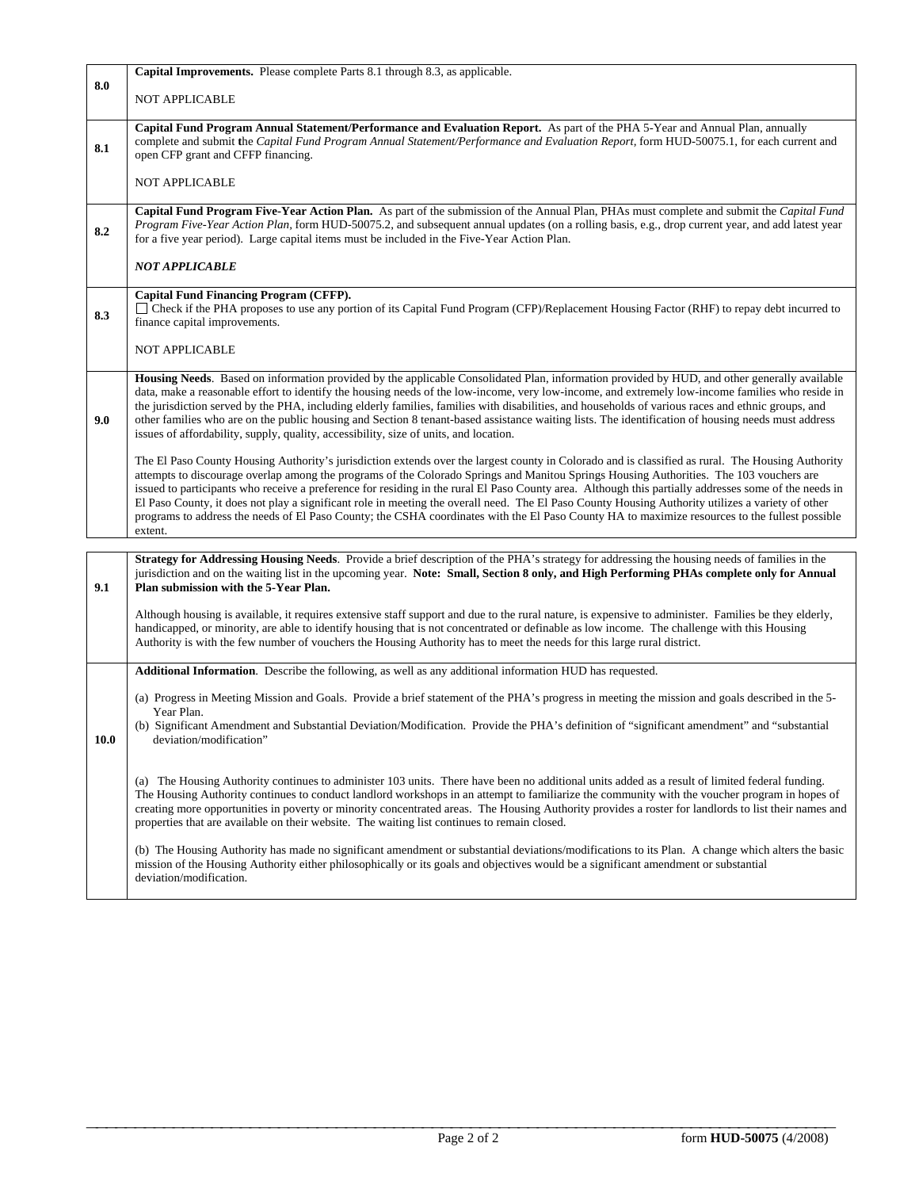| | |
|---|---|
| **8.0** | **Capital Improvements.** Please complete Parts 8.1 through 8.3, as applicable.<br><br>NOT APPLICABLE |
| **8.1** | **Capital Fund Program Annual Statement/Performance and Evaluation Report.** As part of the PHA 5-Year and Annual Plan, annually complete and submit the *Capital Fund Program Annual Statement/Performance and Evaluation Report*, form HUD-50075.1, for each current and open CFP grant and CFFP financing.<br><br>NOT APPLICABLE |
| **8.2** | **Capital Fund Program Five-Year Action Plan.** As part of the submission of the Annual Plan, PHAs must complete and submit the *Capital Fund Program Five-Year Action Plan*, form HUD-50075.2, and subsequent annual updates (on a rolling basis, e.g., drop current year, and add latest year for a five year period). Large capital items must be included in the Five-Year Action Plan.<br><br>***NOT APPLICABLE*** |
| **8.3** | **Capital Fund Financing Program (CFFP).**<br>☐ Check if the PHA proposes to use any portion of its Capital Fund Program (CFP)/Replacement Housing Factor (RHF) to repay debt incurred to finance capital improvements.<br><br>NOT APPLICABLE |
| **9.0** | **Housing Needs**. Based on information provided by the applicable Consolidated Plan, information provided by HUD, and other generally available data, make a reasonable effort to identify the housing needs of the low-income, very low-income, and extremely low-income families who reside in the jurisdiction served by the PHA, including elderly families, families with disabilities, and households of various races and ethnic groups, and other families who are on the public housing and Section 8 tenant-based assistance waiting lists. The identification of housing needs must address issues of affordability, supply, quality, accessibility, size of units, and location.<br><br>The El Paso County Housing Authority's jurisdiction extends over the largest county in Colorado and is classified as rural. The Housing Authority attempts to discourage overlap among the programs of the Colorado Springs and Manitou Springs Housing Authorities. The 103 vouchers are issued to participants who receive a preference for residing in the rural El Paso County area. Although this partially addresses some of the needs in El Paso County, it does not play a significant role in meeting the overall need. The El Paso County Housing Authority utilizes a variety of other programs to address the needs of El Paso County; the CSHA coordinates with the El Paso County HA to maximize resources to the fullest possible extent. |
| **9.1** | **Strategy for Addressing Housing Needs**. Provide a brief description of the PHA's strategy for addressing the housing needs of families in the jurisdiction and on the waiting list in the upcoming year. **Note: Small, Section 8 only, and High Performing PHAs complete only for Annual Plan submission with the 5-Year Plan.**<br><br>Although housing is available, it requires extensive staff support and due to the rural nature, is expensive to administer. Families be they elderly, handicapped, or minority, are able to identify housing that is not concentrated or definable as low income. The challenge with this Housing Authority is with the few number of vouchers the Housing Authority has to meet the needs for this large rural district. |
| **10.0** | **Additional Information**. Describe the following, as well as any additional information HUD has requested.<br><br>(a) Progress in Meeting Mission and Goals. Provide a brief statement of the PHA's progress in meeting the mission and goals described in the 5-Year Plan.<br>(b) Significant Amendment and Substantial Deviation/Modification. Provide the PHA's definition of "significant amendment" and "substantial deviation/modification"<br><br>(a) The Housing Authority continues to administer 103 units. There have been no additional units added as a result of limited federal funding. The Housing Authority continues to conduct landlord workshops in an attempt to familiarize the community with the voucher program in hopes of creating more opportunities in poverty or minority concentrated areas. The Housing Authority provides a roster for landlords to list their names and properties that are available on their website. The waiting list continues to remain closed.<br><br>(b) The Housing Authority has made no significant amendment or substantial deviations/modifications to its Plan. A change which alters the basic mission of the Housing Authority either philosophically or its goals and objectives would be a significant amendment or substantial deviation/modification. |

form **HUD-50075** (4/2008)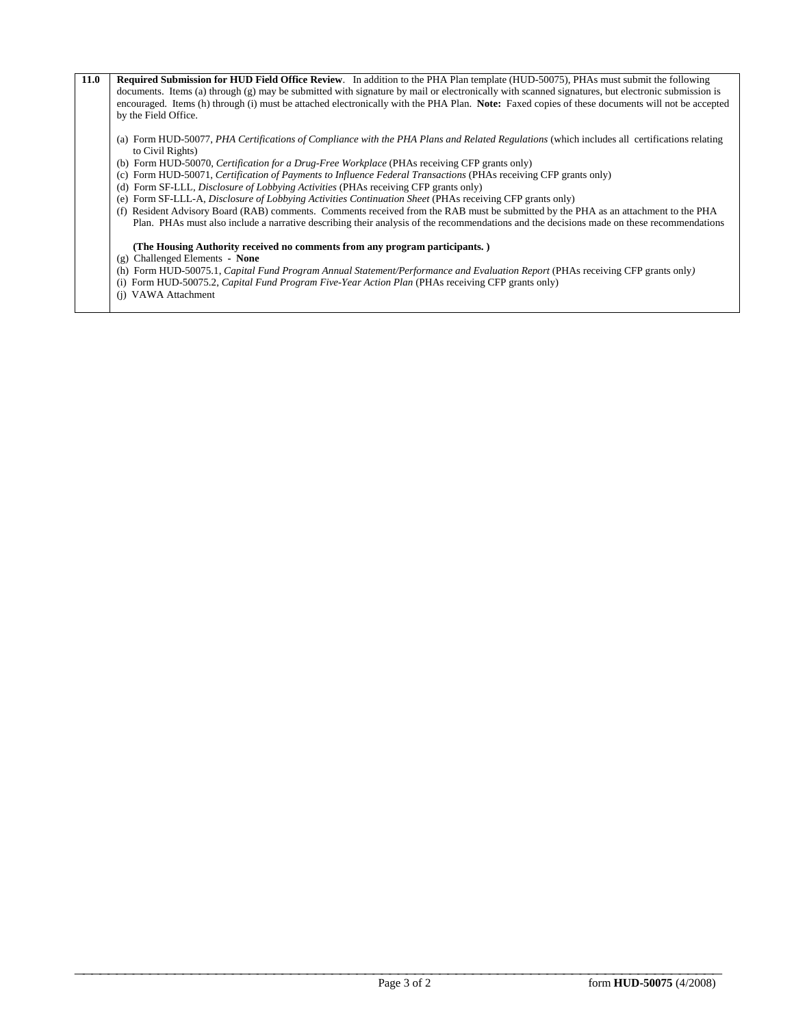| | |
|---|---|
| **11.0** | **Required Submission for HUD Field Office Review**. In addition to the PHA Plan template (HUD-50075), PHAs must submit the following documents. Items (a) through (g) may be submitted with signature by mail or electronically with scanned signatures, but electronic submission is encouraged. Items (h) through (i) must be attached electronically with the PHA Plan. **Note:** Faxed copies of these documents will not be accepted by the Field Office.<br><br>(a) Form HUD-50077, *PHA Certifications of Compliance with the PHA Plans and Related Regulations* (which includes all certifications relating to Civil Rights)<br>(b) Form HUD-50070, *Certification for a Drug-Free Workplace* (PHAs receiving CFP grants only)<br>(c) Form HUD-50071, *Certification of Payments to Influence Federal Transactions* (PHAs receiving CFP grants only)<br>(d) Form SF-LLL, *Disclosure of Lobbying Activities* (PHAs receiving CFP grants only)<br>(e) Form SF-LLL-A, *Disclosure of Lobbying Activities Continuation Sheet* (PHAs receiving CFP grants only)<br>(f) Resident Advisory Board (RAB) comments. Comments received from the RAB must be submitted by the PHA as an attachment to the PHA Plan. PHAs must also include a narrative describing their analysis of the recommendations and the decisions made on these recommendations<br><br>**(The Housing Authority received no comments from any program participants. )**<br>(g) Challenged Elements - **None**<br>(h) Form HUD-50075.1, *Capital Fund Program Annual Statement/Performance and Evaluation Report* (PHAs receiving CFP grants only)<br>(i) Form HUD-50075.2, *Capital Fund Program Five-Year Action Plan* (PHAs receiving CFP grants only)<br>(j) VAWA Attachment |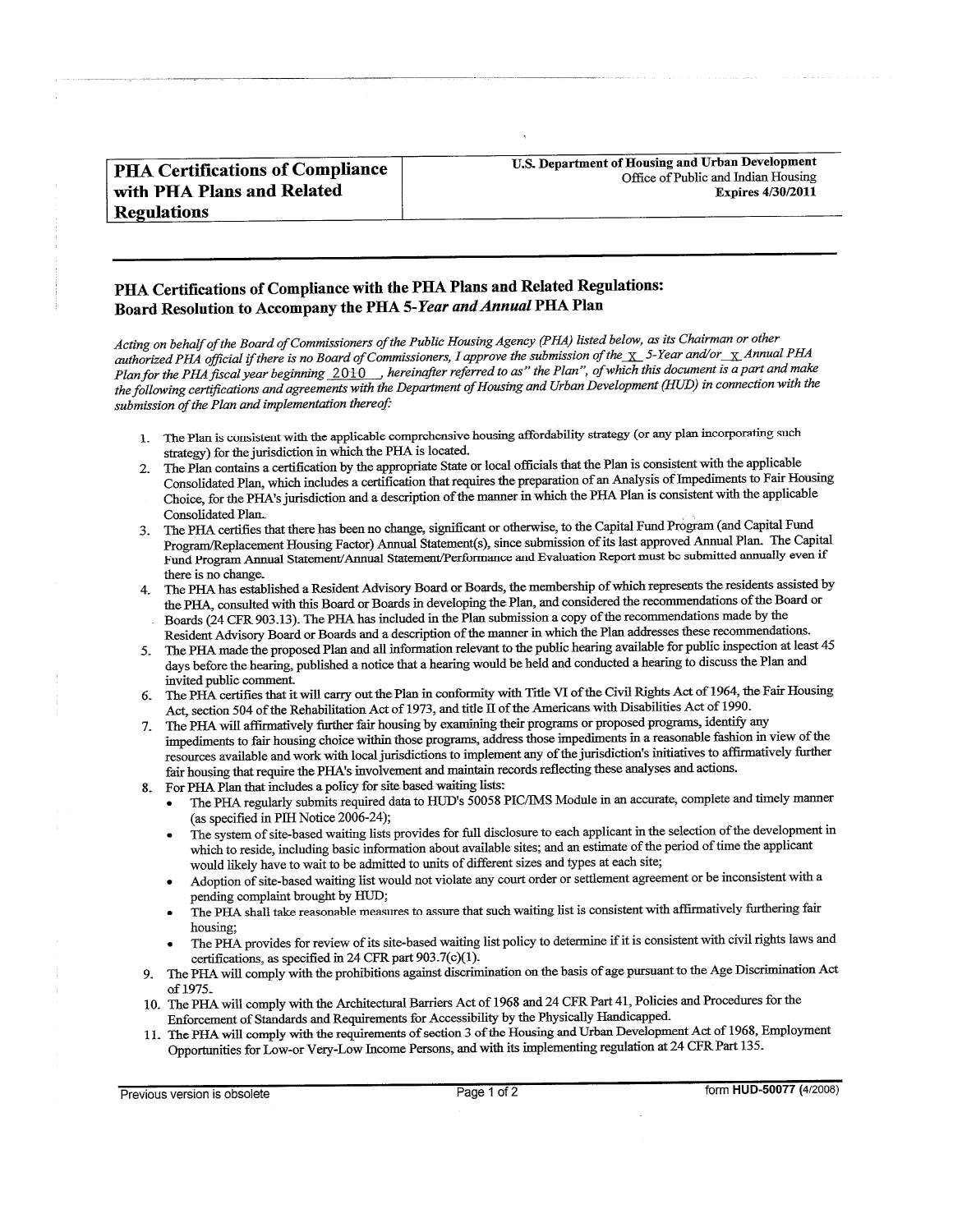| **PHA Certifications of Compliance with PHA Plans and Related Regulations** | **U.S. Department of Housing and Urban Development** Office of Public and Indian Housing **Expires 4/30/2011** |
|---|---|

## PHA Certifications of Compliance with the PHA Plans and Related Regulations: Board Resolution to Accompany the PHA 5-*Year and Annual* PHA Plan

*Acting on behalf of the Board of Commissioners of the Public Housing Agency (PHA) listed below, as its Chairman or other authorized PHA official if there is no Board of Commissioners, I approve the submission of the* X *5-Year and/or* X *Annual PHA Plan for the PHA fiscal year beginning* 2010 *, hereinafter referred to as" the Plan", of which this document is a part and make the following certifications and agreements with the Department of Housing and Urban Development (HUD) in connection with the submission of the Plan and implementation thereof:*

1. The Plan is consistent with the applicable comprehensive housing affordability strategy (or any plan incorporating such strategy) for the jurisdiction in which the PHA is located.
2. The Plan contains a certification by the appropriate State or local officials that the Plan is consistent with the applicable Consolidated Plan, which includes a certification that requires the preparation of an Analysis of Impediments to Fair Housing Choice, for the PHA's jurisdiction and a description of the manner in which the PHA Plan is consistent with the applicable Consolidated Plan.
3. The PHA certifies that there has been no change, significant or otherwise, to the Capital Fund Program (and Capital Fund Program/Replacement Housing Factor) Annual Statement(s), since submission of its last approved Annual Plan. The Capital Fund Program Annual Statement/Annual Statement/Performance and Evaluation Report must be submitted annually even if there is no change.
4. The PHA has established a Resident Advisory Board or Boards, the membership of which represents the residents assisted by the PHA, consulted with this Board or Boards in developing the Plan, and considered the recommendations of the Board or Boards (24 CFR 903.13). The PHA has included in the Plan submission a copy of the recommendations made by the Resident Advisory Board or Boards and a description of the manner in which the Plan addresses these recommendations.
5. The PHA made the proposed Plan and all information relevant to the public hearing available for public inspection at least 45 days before the hearing, published a notice that a hearing would be held and conducted a hearing to discuss the Plan and invited public comment.
6. The PHA certifies that it will carry out the Plan in conformity with Title VI of the Civil Rights Act of 1964, the Fair Housing Act, section 504 of the Rehabilitation Act of 1973, and title II of the Americans with Disabilities Act of 1990.
7. The PHA will affirmatively further fair housing by examining their programs or proposed programs, identify any impediments to fair housing choice within those programs, address those impediments in a reasonable fashion in view of the resources available and work with local jurisdictions to implement any of the jurisdiction's initiatives to affirmatively further fair housing that require the PHA's involvement and maintain records reflecting these analyses and actions.
8. For PHA Plan that includes a policy for site based waiting lists:
   - The PHA regularly submits required data to HUD's 50058 PIC/IMS Module in an accurate, complete and timely manner (as specified in PIH Notice 2006-24);
   - The system of site-based waiting lists provides for full disclosure to each applicant in the selection of the development in which to reside, including basic information about available sites; and an estimate of the period of time the applicant would likely have to wait to be admitted to units of different sizes and types at each site;
   - Adoption of site-based waiting list would not violate any court order or settlement agreement or be inconsistent with a pending complaint brought by HUD;
   - The PHA shall take reasonable measures to assure that such waiting list is consistent with affirmatively furthering fair housing;
   - The PHA provides for review of its site-based waiting list policy to determine if it is consistent with civil rights laws and certifications, as specified in 24 CFR part 903.7(c)(1).
9. The PHA will comply with the prohibitions against discrimination on the basis of age pursuant to the Age Discrimination Act of 1975.
10. The PHA will comply with the Architectural Barriers Act of 1968 and 24 CFR Part 41, Policies and Procedures for the Enforcement of Standards and Requirements for Accessibility by the Physically Handicapped.
11. The PHA will comply with the requirements of section 3 of the Housing and Urban Development Act of 1968, Employment Opportunities for Low-or Very-Low Income Persons, and with its implementing regulation at 24 CFR Part 135.

Previous version is obsolete — form **HUD-50077** (4/2008)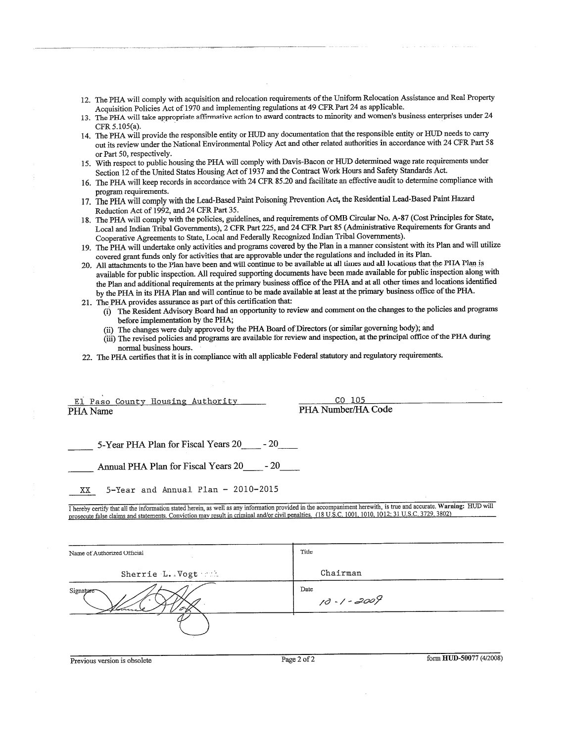12. The PHA will comply with acquisition and relocation requirements of the Uniform Relocation Assistance and Real Property Acquisition Policies Act of 1970 and implementing regulations at 49 CFR Part 24 as applicable.
13. The PHA will take appropriate affirmative action to award contracts to minority and women's business enterprises under 24 CFR 5.105(a).
14. The PHA will provide the responsible entity or HUD any documentation that the responsible entity or HUD needs to carry out its review under the National Environmental Policy Act and other related authorities in accordance with 24 CFR Part 58 or Part 50, respectively.
15. With respect to public housing the PHA will comply with Davis-Bacon or HUD determined wage rate requirements under Section 12 of the United States Housing Act of 1937 and the Contract Work Hours and Safety Standards Act.
16. The PHA will keep records in accordance with 24 CFR 85.20 and facilitate an effective audit to determine compliance with program requirements.
17. The PHA will comply with the Lead-Based Paint Poisoning Prevention Act, the Residential Lead-Based Paint Hazard Reduction Act of 1992, and 24 CFR Part 35.
18. The PHA will comply with the policies, guidelines, and requirements of OMB Circular No. A-87 (Cost Principles for State, Local and Indian Tribal Governments), 2 CFR Part 225, and 24 CFR Part 85 (Administrative Requirements for Grants and Cooperative Agreements to State, Local and Federally Recognized Indian Tribal Governments).
19. The PHA will undertake only activities and programs covered by the Plan in a manner consistent with its Plan and will utilize covered grant funds only for activities that are approvable under the regulations and included in its Plan.
20. All attachments to the Plan have been and will continue to be available at all times and all locations that the PHA Plan is available for public inspection. All required supporting documents have been made available for public inspection along with the Plan and additional requirements at the primary business office of the PHA and at all other times and locations identified by the PHA in its PHA Plan and will continue to be made available at least at the primary business office of the PHA.
21. The PHA provides assurance as part of this certification that:
    (i) The Resident Advisory Board had an opportunity to review and comment on the changes to the policies and programs before implementation by the PHA;
    (ii) The changes were duly approved by the PHA Board of Directors (or similar governing body); and
    (iii) The revised policies and programs are available for review and inspection, at the principal office of the PHA during normal business hours.
22. The PHA certifies that it is in compliance with all applicable Federal statutory and regulatory requirements.

El Paso County Housing Authority
PHA Name

CO 105
PHA Number/HA Code

_____ 5-Year PHA Plan for Fiscal Years 20____ - 20____

_____ Annual PHA Plan for Fiscal Years 20____ - 20____

XX 5-Year and Annual Plan - 2010-2015

I hereby certify that all the information stated herein, as well as any information provided in the accompaniment herewith, is true and accurate. **Warning:** HUD will prosecute false claims and statements. Conviction may result in criminal and/or civil penalties. (18 U.S.C. 1001, 1010, 1012; 31 U.S.C. 3729, 3802)

| Name of Authorized Official | Title |
|---|---|
| Sherrie L. Vogt | Chairman |
| Signature | Date 10-1-2009 |

Previous version is obsolete

form **HUD-50077** (4/2008)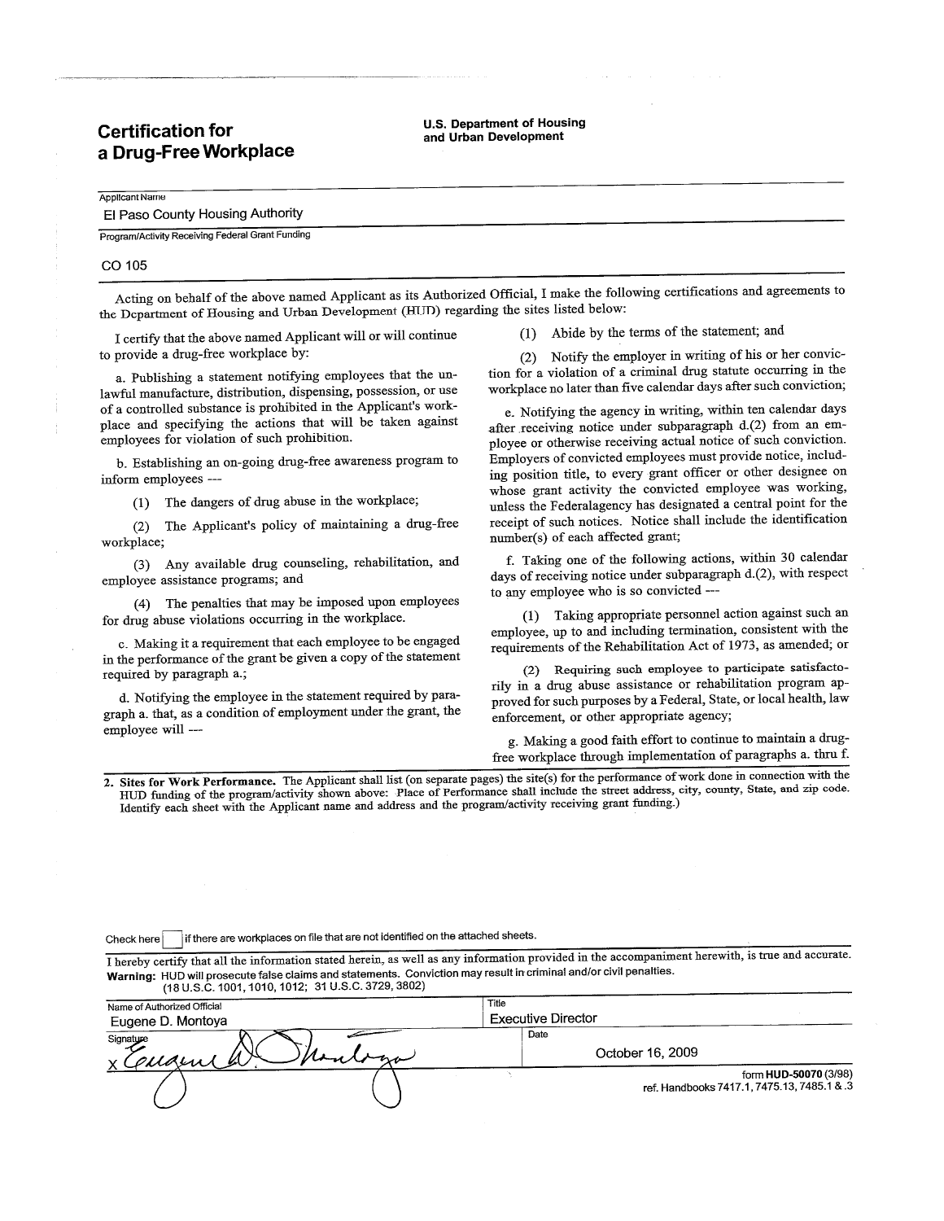# Certification for a Drug-Free Workplace

**U.S. Department of Housing and Urban Development**

Applicant Name

El Paso County Housing Authority

Program/Activity Receiving Federal Grant Funding

CO 105

Acting on behalf of the above named Applicant as its Authorized Official, I make the following certifications and agreements to the Department of Housing and Urban Development (HUD) regarding the sites listed below:

I certify that the above named Applicant will or will continue to provide a drug-free workplace by:

a. Publishing a statement notifying employees that the unlawful manufacture, distribution, dispensing, possession, or use of a controlled substance is prohibited in the Applicant's workplace and specifying the actions that will be taken against employees for violation of such prohibition.

b. Establishing an on-going drug-free awareness program to inform employees ---

(1) The dangers of drug abuse in the workplace;

(2) The Applicant's policy of maintaining a drug-free workplace;

(3) Any available drug counseling, rehabilitation, and employee assistance programs; and

(4) The penalties that may be imposed upon employees for drug abuse violations occurring in the workplace.

c. Making it a requirement that each employee to be engaged in the performance of the grant be given a copy of the statement required by paragraph a.;

d. Notifying the employee in the statement required by paragraph a. that, as a condition of employment under the grant, the employee will ---

(1) Abide by the terms of the statement; and

(2) Notify the employer in writing of his or her conviction for a violation of a criminal drug statute occurring in the workplace no later than five calendar days after such conviction;

e. Notifying the agency in writing, within ten calendar days after receiving notice under subparagraph d.(2) from an employee or otherwise receiving actual notice of such conviction. Employers of convicted employees must provide notice, including position title, to every grant officer or other designee on whose grant activity the convicted employee was working, unless the Federalagency has designated a central point for the receipt of such notices. Notice shall include the identification number(s) of each affected grant;

f. Taking one of the following actions, within 30 calendar days of receiving notice under subparagraph d.(2), with respect to any employee who is so convicted ---

(1) Taking appropriate personnel action against such an employee, up to and including termination, consistent with the requirements of the Rehabilitation Act of 1973, as amended; or

(2) Requiring such employee to participate satisfactorily in a drug abuse assistance or rehabilitation program approved for such purposes by a Federal, State, or local health, law enforcement, or other appropriate agency;

g. Making a good faith effort to continue to maintain a drug-free workplace through implementation of paragraphs a. thru f.

**2. Sites for Work Performance.** The Applicant shall list (on separate pages) the site(s) for the performance of work done in connection with the HUD funding of the program/activity shown above: Place of Performance shall include the street address, city, county, State, and zip code. Identify each sheet with the Applicant name and address and the program/activity receiving grant funding.)

Check here [ ] if there are workplaces on file that are not identified on the attached sheets.

I hereby certify that all the information stated herein, as well as any information provided in the accompaniment herewith, is true and accurate.

**Warning:** HUD will prosecute false claims and statements. Conviction may result in criminal and/or civil penalties. (18 U.S.C. 1001, 1010, 1012; 31 U.S.C. 3729, 3802)

| Name of Authorized Official | Title |
| --- | --- |
| Eugene D. Montoya | Executive Director |
| Signature: X Eugene D. Montoya | Date: October 16, 2009 |

form **HUD-50070** (3/98)
ref. Handbooks 7417.1, 7475.13, 7485.1 & .3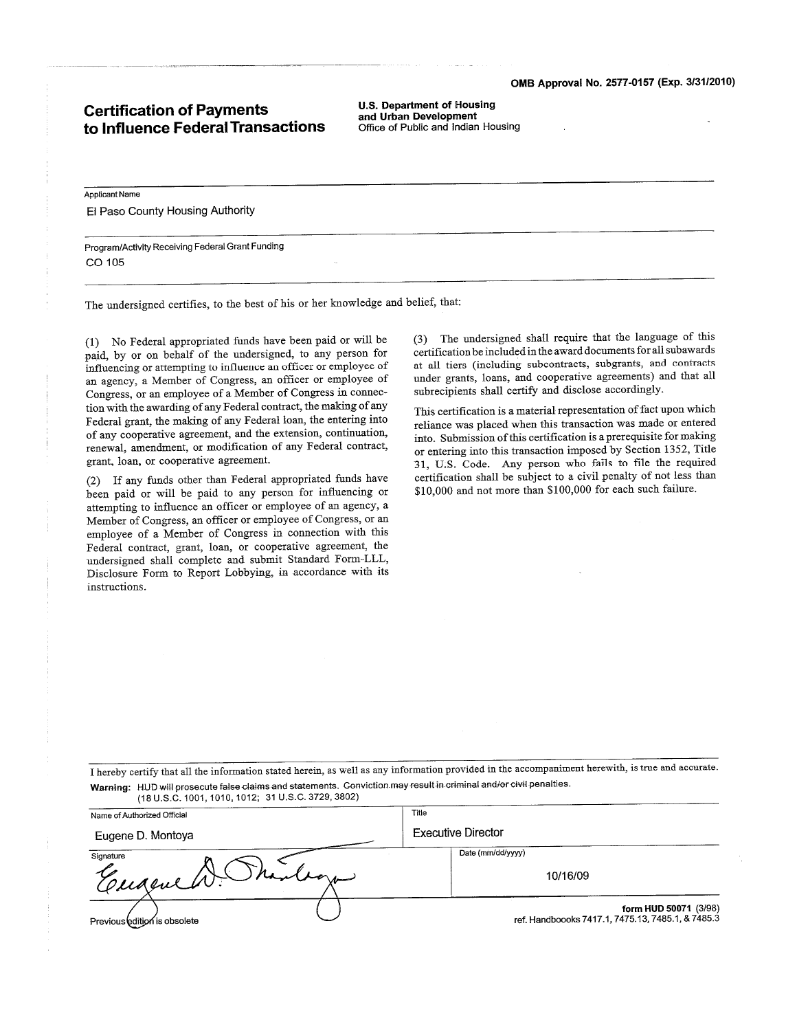OMB Approval No. 2577-0157 (Exp. 3/31/2010)

# Certification of Payments to Influence Federal Transactions

**U.S. Department of Housing and Urban Development**
Office of Public and Indian Housing

Applicant Name

El Paso County Housing Authority

Program/Activity Receiving Federal Grant Funding

CO 105

The undersigned certifies, to the best of his or her knowledge and belief, that:

(1) No Federal appropriated funds have been paid or will be paid, by or on behalf of the undersigned, to any person for influencing or attempting to influence an officer or employee of an agency, a Member of Congress, an officer or employee of Congress, or an employee of a Member of Congress in connection with the awarding of any Federal contract, the making of any Federal grant, the making of any Federal loan, the entering into of any cooperative agreement, and the extension, continuation, renewal, amendment, or modification of any Federal contract, grant, loan, or cooperative agreement.

(2) If any funds other than Federal appropriated funds have been paid or will be paid to any person for influencing or attempting to influence an officer or employee of an agency, a Member of Congress, an officer or employee of Congress, or an employee of a Member of Congress in connection with this Federal contract, grant, loan, or cooperative agreement, the undersigned shall complete and submit Standard Form-LLL, Disclosure Form to Report Lobbying, in accordance with its instructions.

(3) The undersigned shall require that the language of this certification be included in the award documents for all subawards at all tiers (including subcontracts, subgrants, and contracts under grants, loans, and cooperative agreements) and that all subrecipients shall certify and disclose accordingly.

This certification is a material representation of fact upon which reliance was placed when this transaction was made or entered into. Submission of this certification is a prerequisite for making or entering into this transaction imposed by Section 1352, Title 31, U.S. Code. Any person who fails to file the required certification shall be subject to a civil penalty of not less than $10,000 and not more than $100,000 for each such failure.

I hereby certify that all the information stated herein, as well as any information provided in the accompaniment herewith, is true and accurate.

**Warning:** HUD will prosecute false claims and statements. Conviction may result in criminal and/or civil penalties. (18 U.S.C. 1001, 1010, 1012; 31 U.S.C. 3729, 3802)

| Name of Authorized Official | Title |
|---|---|
| Eugene D. Montoya | Executive Director |
| Signature | Date (mm/dd/yyyy) |
| Eugene D. Montoya | 10/16/09 |

Previous edition is obsolete

form HUD 50071 (3/98)
ref. Handboooks 7417.1, 7475.13, 7485.1, & 7485.3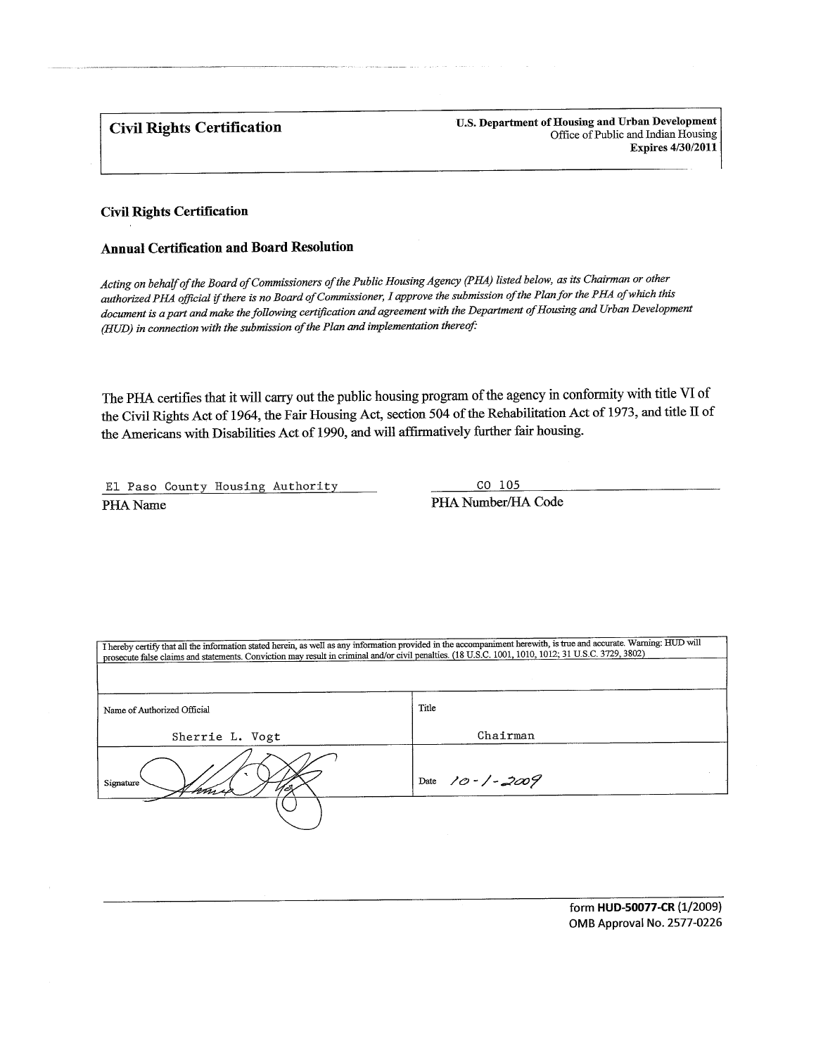# Civil Rights Certification

**U.S. Department of Housing and Urban Development**
Office of Public and Indian Housing
**Expires 4/30/2011**

## Civil Rights Certification

## Annual Certification and Board Resolution

*Acting on behalf of the Board of Commissioners of the Public Housing Agency (PHA) listed below, as its Chairman or other authorized PHA official if there is no Board of Commissioner, I approve the submission of the Plan for the PHA of which this document is a part and make the following certification and agreement with the Department of Housing and Urban Development (HUD) in connection with the submission of the Plan and implementation thereof:*

The PHA certifies that it will carry out the public housing program of the agency in conformity with title VI of the Civil Rights Act of 1964, the Fair Housing Act, section 504 of the Rehabilitation Act of 1973, and title II of the Americans with Disabilities Act of 1990, and will affirmatively further fair housing.

| El Paso County Housing Authority | CO 105 |
|---|---|
| PHA Name | PHA Number/HA Code |

| I hereby certify that all the information stated herein, as well as any information provided in the accompaniment herewith, is true and accurate. Warning: HUD will prosecute false claims and statements. Conviction may result in criminal and/or civil penalties. (18 U.S.C. 1001, 1010, 1012; 31 U.S.C. 3729, 3802) | |
|---|---|
| | |
| Name of Authorized Official<br>Sherrie L. Vogt | Title<br>Chairman |
| Signature | Date 10-1-2009 |

form **HUD-50077-CR** (1/2009)
OMB Approval No. 2577-0226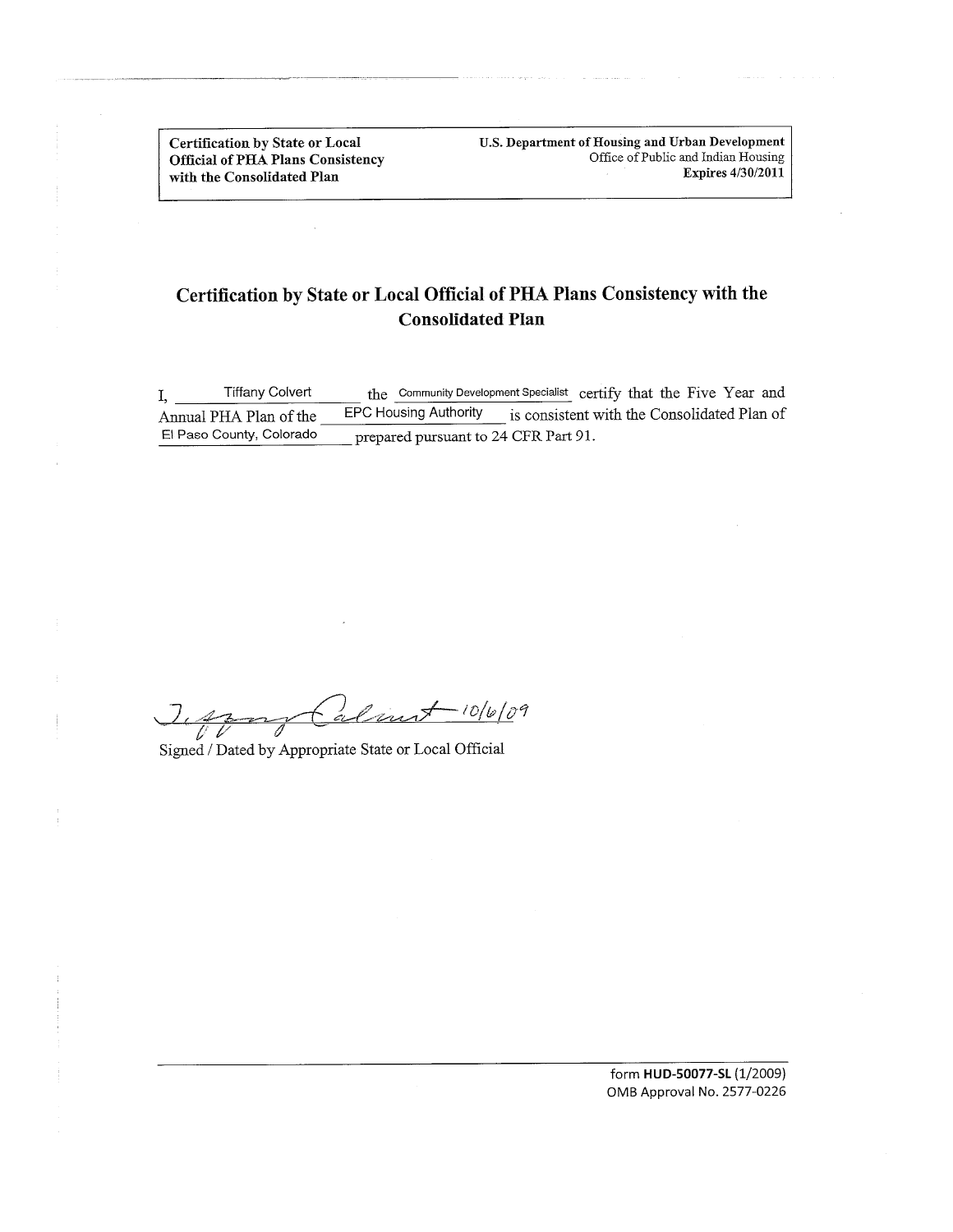| Certification by State or Local Official of PHA Plans Consistency with the Consolidated Plan | U.S. Department of Housing and Urban Development<br>Office of Public and Indian Housing<br>**Expires 4/30/2011** |
|---|---|

## Certification by State or Local Official of PHA Plans Consistency with the Consolidated Plan

I, Tiffany Colvert the Community Development Specialist certify that the Five Year and Annual PHA Plan of the EPC Housing Authority is consistent with the Consolidated Plan of El Paso County, Colorado prepared pursuant to 24 CFR Part 91.

Tiffany Colvert 10/6/09

Signed / Dated by Appropriate State or Local Official

form **HUD-50077-SL** (1/2009)
OMB Approval No. 2577-0226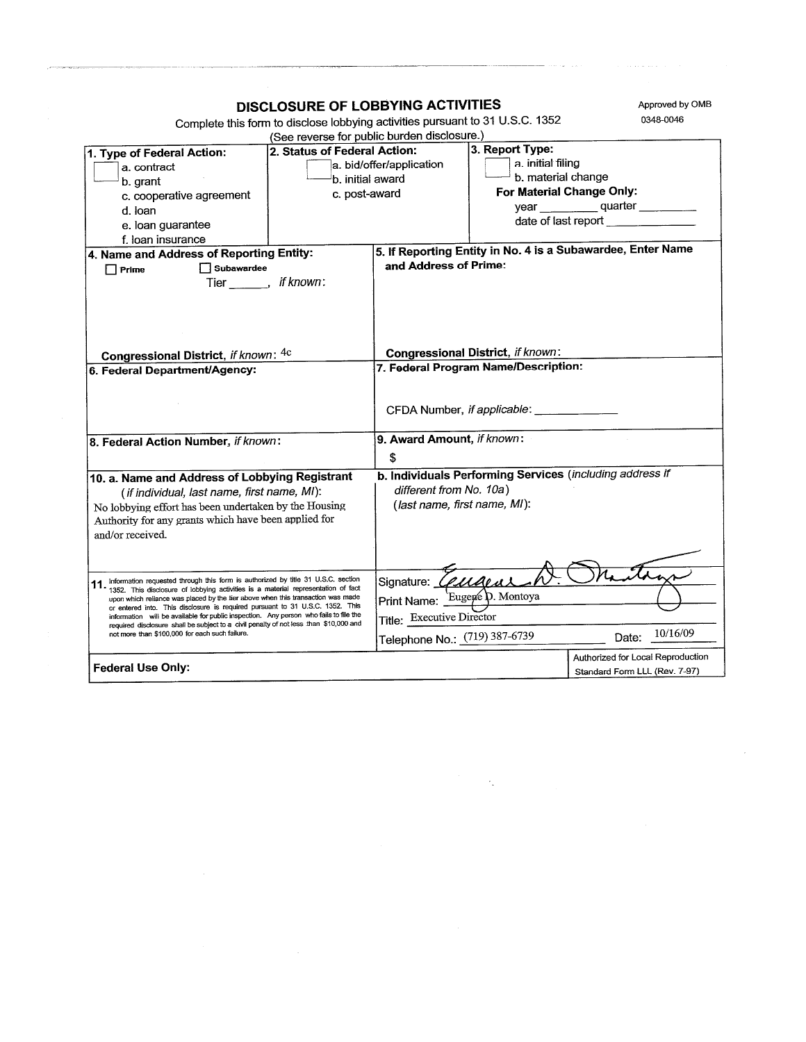# DISCLOSURE OF LOBBYING ACTIVITIES

Approved by OMB
0348-0046

Complete this form to disclose lobbying activities pursuant to 31 U.S.C. 1352
(See reverse for public burden disclosure.)

| **1. Type of Federal Action:** | **2. Status of Federal Action:** | **3. Report Type:** |
|---|---|---|
| ☐ a. contract<br>b. grant<br>c. cooperative agreement<br>d. loan<br>e. loan guarantee<br>f. loan insurance | ☐ a. bid/offer/application<br>b. initial award<br>c. post-award | ☐ a. initial filing<br>b. material change<br>**For Material Change Only:**<br>year ________ quarter ________<br>date of last report ____________ |

| **4. Name and Address of Reporting Entity:** | **5. If Reporting Entity in No. 4 is a Subawardee, Enter Name and Address of Prime:** |
|---|---|
| ☐ Prime ☐ Subawardee<br>Tier ______, *if known*:<br><br>**Congressional District**, *if known*: 4c | **Congressional District**, *if known*: |
| **6. Federal Department/Agency:** | **7. Federal Program Name/Description:**<br><br>CFDA Number, *if applicable*: __________ |
| **8. Federal Action Number,** *if known*: | **9. Award Amount,** *if known*:<br>$ |
| **10. a. Name and Address of Lobbying Registrant** (*if individual, last name, first name, MI*):<br>No lobbying effort has been undertaken by the Housing Authority for any grants which have been applied for and/or received. | **b. Individuals Performing Services** (*including address if different from No. 10a*) (*last name, first name, MI*): |
| **11.** Information requested through this form is authorized by title 31 U.S.C. section 1352. This disclosure of lobbying activities is a material representation of fact upon which reliance was placed by the tier above when this transaction was made or entered into. This disclosure is required pursuant to 31 U.S.C. 1352. This information will be available for public inspection. Any person who fails to file the required disclosure shall be subject to a civil penalty of not less than $10,000 and not more than $100,000 for each such failure. | Signature: *Eugene D. Montoya*<br>Print Name: Eugene D. Montoya<br>Title: Executive Director<br>Telephone No.: (719) 387-6739 Date: 10/16/09 |

| **Federal Use Only:** | Authorized for Local Reproduction<br>Standard Form LLL (Rev. 7-97) |
|---|---|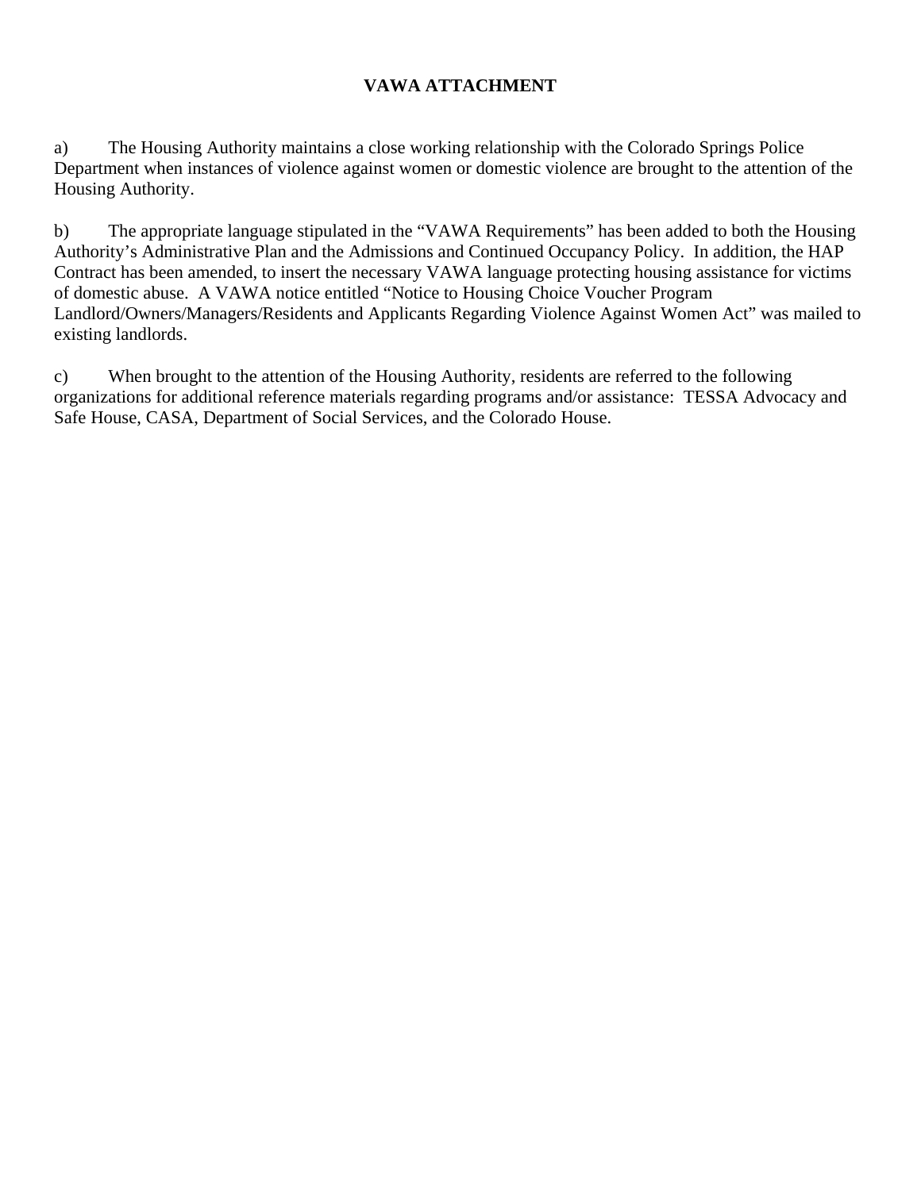# VAWA ATTACHMENT

a) The Housing Authority maintains a close working relationship with the Colorado Springs Police Department when instances of violence against women or domestic violence are brought to the attention of the Housing Authority.

b) The appropriate language stipulated in the "VAWA Requirements" has been added to both the Housing Authority's Administrative Plan and the Admissions and Continued Occupancy Policy. In addition, the HAP Contract has been amended, to insert the necessary VAWA language protecting housing assistance for victims of domestic abuse. A VAWA notice entitled "Notice to Housing Choice Voucher Program Landlord/Owners/Managers/Residents and Applicants Regarding Violence Against Women Act" was mailed to existing landlords.

c) When brought to the attention of the Housing Authority, residents are referred to the following organizations for additional reference materials regarding programs and/or assistance: TESSA Advocacy and Safe House, CASA, Department of Social Services, and the Colorado House.